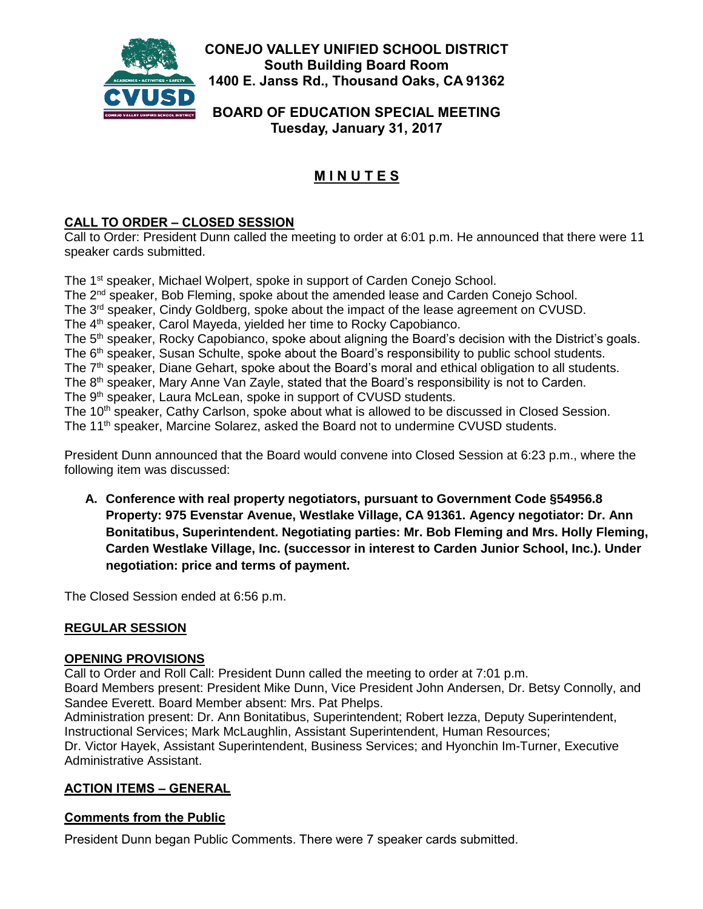**CONEJO VALLEY UNIFIED SCHOOL DISTRICT**
**South Building Board Room**
**1400 E. Janss Rd., Thousand Oaks, CA 91362**

**BOARD OF EDUCATION SPECIAL MEETING**
**Tuesday, January 31, 2017**

# M I N U T E S

## CALL TO ORDER – CLOSED SESSION

Call to Order: President Dunn called the meeting to order at 6:01 p.m. He announced that there were 11 speaker cards submitted.

The 1st speaker, Michael Wolpert, spoke in support of Carden Conejo School.
The 2nd speaker, Bob Fleming, spoke about the amended lease and Carden Conejo School.
The 3rd speaker, Cindy Goldberg, spoke about the impact of the lease agreement on CVUSD.
The 4th speaker, Carol Mayeda, yielded her time to Rocky Capobianco.
The 5th speaker, Rocky Capobianco, spoke about aligning the Board's decision with the District's goals.
The 6th speaker, Susan Schulte, spoke about the Board's responsibility to public school students.
The 7th speaker, Diane Gehart, spoke about the Board's moral and ethical obligation to all students.
The 8th speaker, Mary Anne Van Zayle, stated that the Board's responsibility is not to Carden.
The 9th speaker, Laura McLean, spoke in support of CVUSD students.
The 10th speaker, Cathy Carlson, spoke about what is allowed to be discussed in Closed Session.
The 11th speaker, Marcine Solarez, asked the Board not to undermine CVUSD students.

President Dunn announced that the Board would convene into Closed Session at 6:23 p.m., where the following item was discussed:

**A. Conference with real property negotiators, pursuant to Government Code §54956.8 Property: 975 Evenstar Avenue, Westlake Village, CA 91361. Agency negotiator: Dr. Ann Bonitatibus, Superintendent. Negotiating parties: Mr. Bob Fleming and Mrs. Holly Fleming, Carden Westlake Village, Inc. (successor in interest to Carden Junior School, Inc.). Under negotiation: price and terms of payment.**

The Closed Session ended at 6:56 p.m.

## REGULAR SESSION

### OPENING PROVISIONS

Call to Order and Roll Call: President Dunn called the meeting to order at 7:01 p.m.
Board Members present: President Mike Dunn, Vice President John Andersen, Dr. Betsy Connolly, and Sandee Everett. Board Member absent: Mrs. Pat Phelps.
Administration present: Dr. Ann Bonitatibus, Superintendent; Robert Iezza, Deputy Superintendent, Instructional Services; Mark McLaughlin, Assistant Superintendent, Human Resources; Dr. Victor Hayek, Assistant Superintendent, Business Services; and Hyonchin Im-Turner, Executive Administrative Assistant.

## ACTION ITEMS – GENERAL

### Comments from the Public

President Dunn began Public Comments. There were 7 speaker cards submitted.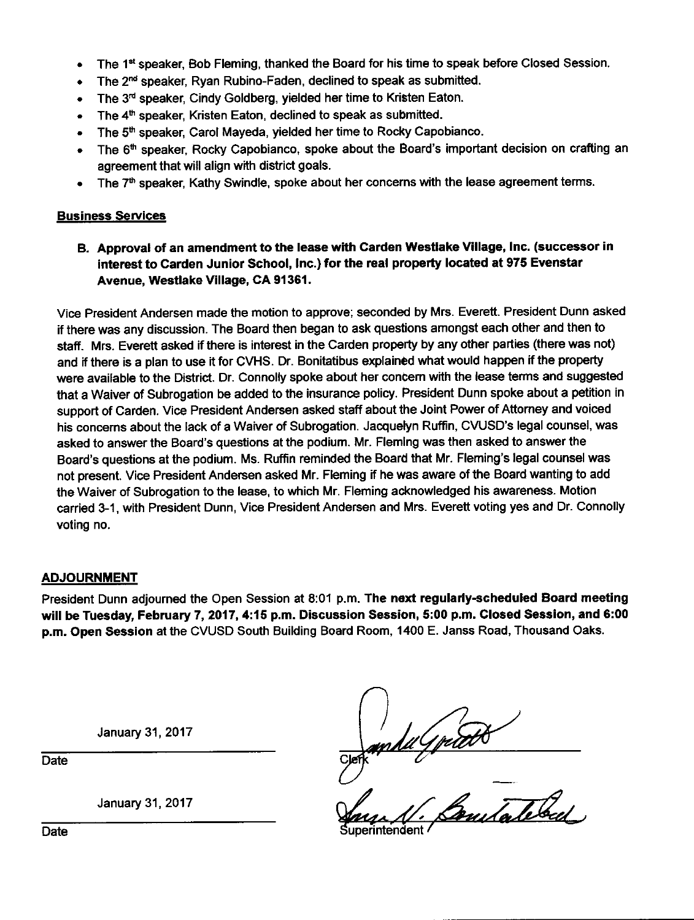- The 1st speaker, Bob Fleming, thanked the Board for his time to speak before Closed Session.
- The 2nd speaker, Ryan Rubino-Faden, declined to speak as submitted.
- The 3rd speaker, Cindy Goldberg, yielded her time to Kristen Eaton.
- The 4th speaker, Kristen Eaton, declined to speak as submitted.
- The 5th speaker, Carol Mayeda, yielded her time to Rocky Capobianco.
- The 6th speaker, Rocky Capobianco, spoke about the Board's important decision on crafting an agreement that will align with district goals.
- The 7th speaker, Kathy Swindle, spoke about her concerns with the lease agreement terms.

**Business Services**

**B. Approval of an amendment to the lease with Carden Westlake Village, Inc. (successor in interest to Carden Junior School, Inc.) for the real property located at 975 Evenstar Avenue, Westlake Village, CA 91361.**

Vice President Andersen made the motion to approve; seconded by Mrs. Everett. President Dunn asked if there was any discussion. The Board then began to ask questions amongst each other and then to staff. Mrs. Everett asked if there is interest in the Carden property by any other parties (there was not) and if there is a plan to use it for CVHS. Dr. Bonitatibus explained what would happen if the property were available to the District. Dr. Connolly spoke about her concern with the lease terms and suggested that a Waiver of Subrogation be added to the insurance policy. President Dunn spoke about a petition in support of Carden. Vice President Andersen asked staff about the Joint Power of Attorney and voiced his concerns about the lack of a Waiver of Subrogation. Jacquelyn Ruffin, CVUSD's legal counsel, was asked to answer the Board's questions at the podium. Mr. Fleming was then asked to answer the Board's questions at the podium. Ms. Ruffin reminded the Board that Mr. Fleming's legal counsel was not present. Vice President Andersen asked Mr. Fleming if he was aware of the Board wanting to add the Waiver of Subrogation to the lease, to which Mr. Fleming acknowledged his awareness. Motion carried 3-1, with President Dunn, Vice President Andersen and Mrs. Everett voting yes and Dr. Connolly voting no.

**ADJOURNMENT**

President Dunn adjourned the Open Session at 8:01 p.m. **The next regularly-scheduled Board meeting will be Tuesday, February 7, 2017, 4:15 p.m. Discussion Session, 5:00 p.m. Closed Session, and 6:00 p.m. Open Session** at the CVUSD South Building Board Room, 1400 E. Janss Road, Thousand Oaks.

January 31, 2017
Date

Clerk

January 31, 2017
Date

Superintendent